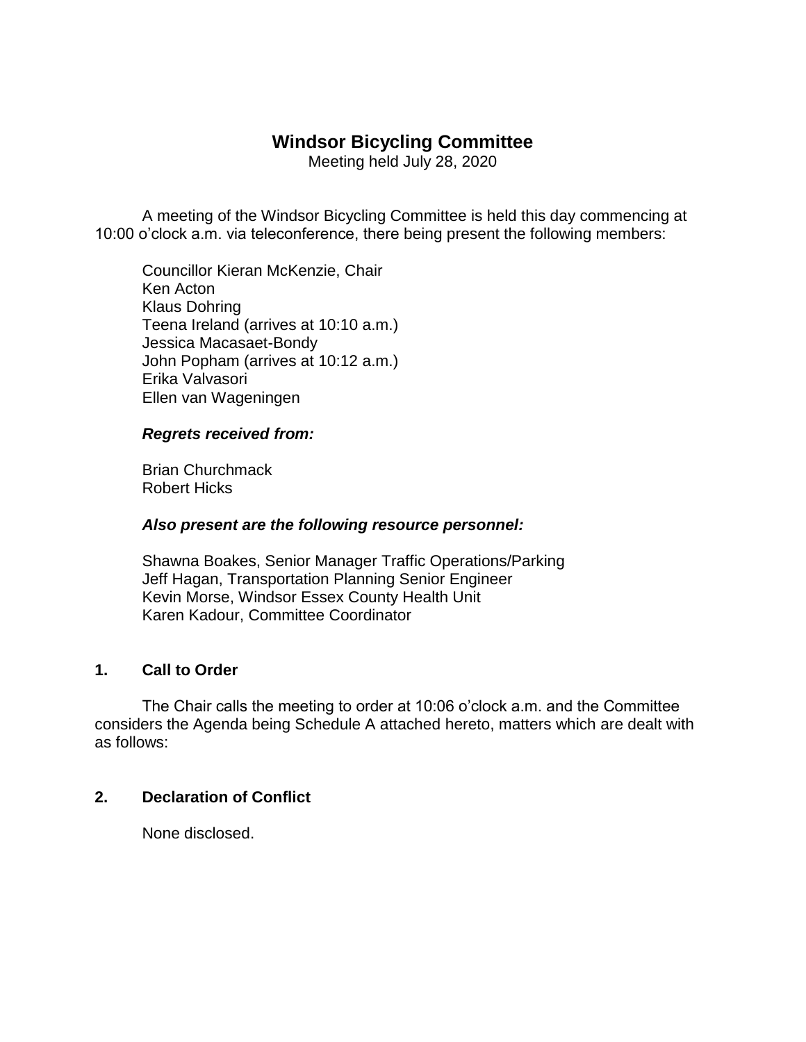# Windsor Bicycling Committee

Meeting held July 28, 2020

A meeting of the Windsor Bicycling Committee is held this day commencing at 10:00 o'clock a.m. via teleconference, there being present the following members:

Councillor Kieran McKenzie, Chair
Ken Acton
Klaus Dohring
Teena Ireland (arrives at 10:10 a.m.)
Jessica Macasaet-Bondy
John Popham (arrives at 10:12 a.m.)
Erika Valvasori
Ellen van Wageningen

***Regrets received from:***

Brian Churchmack
Robert Hicks

***Also present are the following resource personnel:***

Shawna Boakes, Senior Manager Traffic Operations/Parking
Jeff Hagan, Transportation Planning Senior Engineer
Kevin Morse, Windsor Essex County Health Unit
Karen Kadour, Committee Coordinator

## 1. Call to Order

The Chair calls the meeting to order at 10:06 o'clock a.m. and the Committee considers the Agenda being Schedule A attached hereto, matters which are dealt with as follows:

## 2. Declaration of Conflict

None disclosed.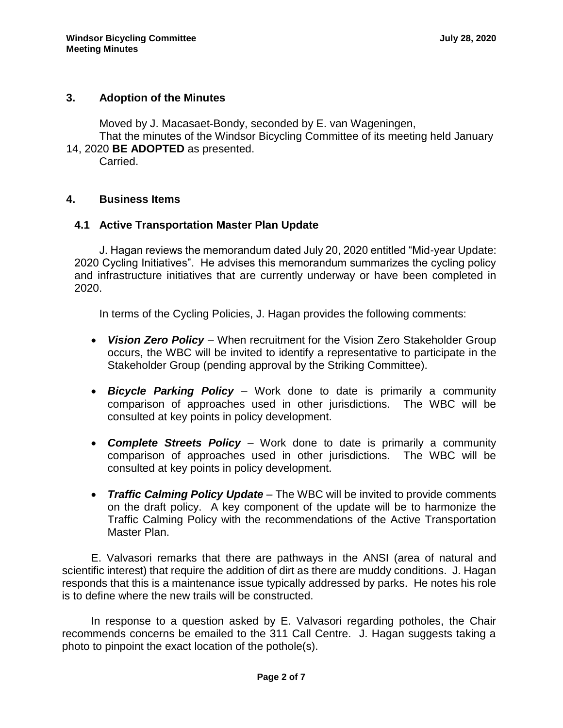## 3. Adoption of the Minutes

Moved by J. Macasaet-Bondy, seconded by E. van Wageningen,
That the minutes of the Windsor Bicycling Committee of its meeting held January 14, 2020 **BE ADOPTED** as presented.
Carried.

## 4. Business Items

### 4.1 Active Transportation Master Plan Update

J. Hagan reviews the memorandum dated July 20, 2020 entitled "Mid-year Update: 2020 Cycling Initiatives". He advises this memorandum summarizes the cycling policy and infrastructure initiatives that are currently underway or have been completed in 2020.

In terms of the Cycling Policies, J. Hagan provides the following comments:

- ***Vision Zero Policy*** – When recruitment for the Vision Zero Stakeholder Group occurs, the WBC will be invited to identify a representative to participate in the Stakeholder Group (pending approval by the Striking Committee).
- ***Bicycle Parking Policy*** – Work done to date is primarily a community comparison of approaches used in other jurisdictions. The WBC will be consulted at key points in policy development.
- ***Complete Streets Policy*** – Work done to date is primarily a community comparison of approaches used in other jurisdictions. The WBC will be consulted at key points in policy development.
- ***Traffic Calming Policy Update*** – The WBC will be invited to provide comments on the draft policy. A key component of the update will be to harmonize the Traffic Calming Policy with the recommendations of the Active Transportation Master Plan.

E. Valvasori remarks that there are pathways in the ANSI (area of natural and scientific interest) that require the addition of dirt as there are muddy conditions. J. Hagan responds that this is a maintenance issue typically addressed by parks. He notes his role is to define where the new trails will be constructed.

In response to a question asked by E. Valvasori regarding potholes, the Chair recommends concerns be emailed to the 311 Call Centre. J. Hagan suggests taking a photo to pinpoint the exact location of the pothole(s).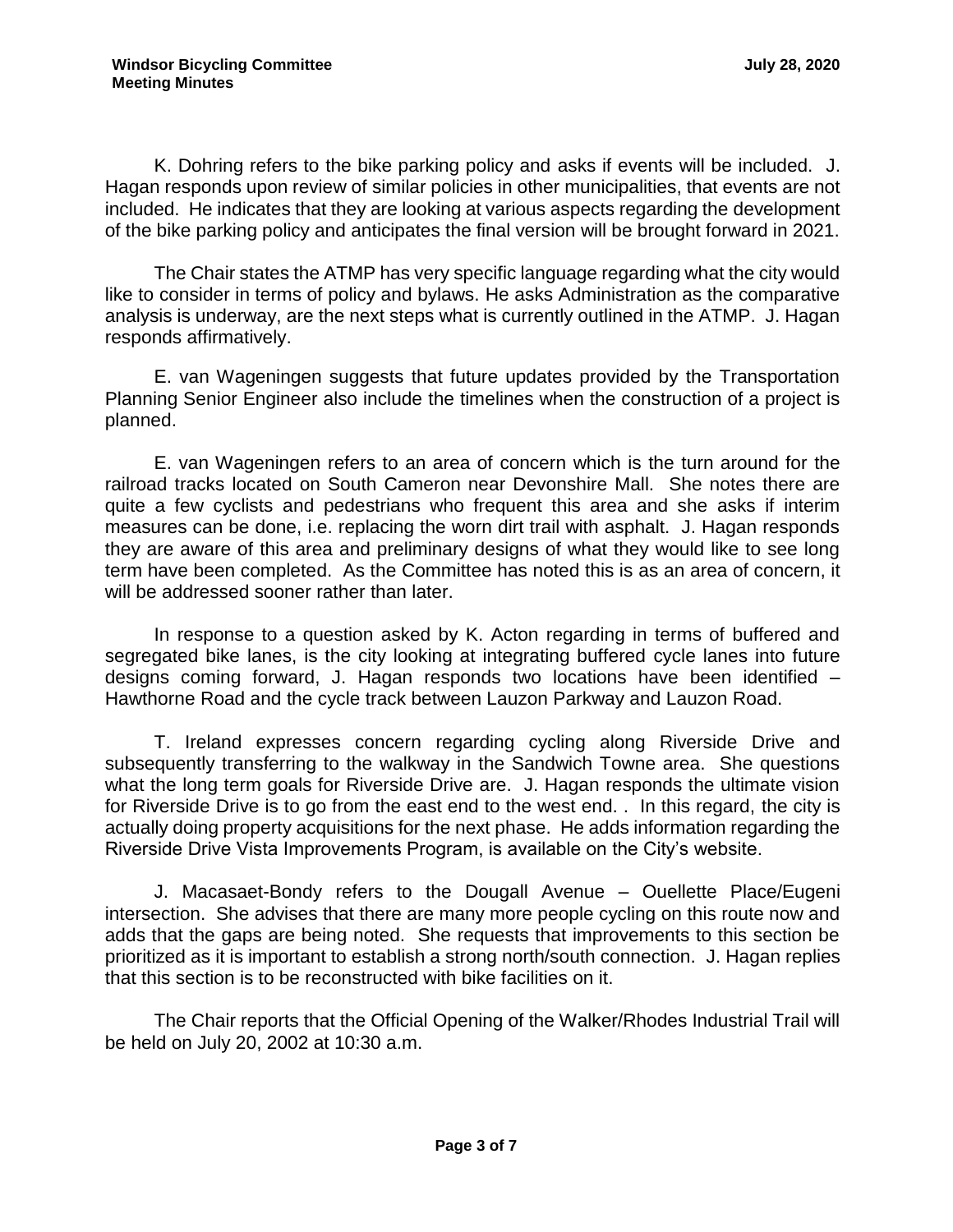K. Dohring refers to the bike parking policy and asks if events will be included. J. Hagan responds upon review of similar policies in other municipalities, that events are not included. He indicates that they are looking at various aspects regarding the development of the bike parking policy and anticipates the final version will be brought forward in 2021.

The Chair states the ATMP has very specific language regarding what the city would like to consider in terms of policy and bylaws. He asks Administration as the comparative analysis is underway, are the next steps what is currently outlined in the ATMP. J. Hagan responds affirmatively.

E. van Wageningen suggests that future updates provided by the Transportation Planning Senior Engineer also include the timelines when the construction of a project is planned.

E. van Wageningen refers to an area of concern which is the turn around for the railroad tracks located on South Cameron near Devonshire Mall. She notes there are quite a few cyclists and pedestrians who frequent this area and she asks if interim measures can be done, i.e. replacing the worn dirt trail with asphalt. J. Hagan responds they are aware of this area and preliminary designs of what they would like to see long term have been completed. As the Committee has noted this is as an area of concern, it will be addressed sooner rather than later.

In response to a question asked by K. Acton regarding in terms of buffered and segregated bike lanes, is the city looking at integrating buffered cycle lanes into future designs coming forward, J. Hagan responds two locations have been identified – Hawthorne Road and the cycle track between Lauzon Parkway and Lauzon Road.

T. Ireland expresses concern regarding cycling along Riverside Drive and subsequently transferring to the walkway in the Sandwich Towne area. She questions what the long term goals for Riverside Drive are. J. Hagan responds the ultimate vision for Riverside Drive is to go from the east end to the west end. . In this regard, the city is actually doing property acquisitions for the next phase. He adds information regarding the Riverside Drive Vista Improvements Program, is available on the City's website.

J. Macasaet-Bondy refers to the Dougall Avenue – Ouellette Place/Eugeni intersection. She advises that there are many more people cycling on this route now and adds that the gaps are being noted. She requests that improvements to this section be prioritized as it is important to establish a strong north/south connection. J. Hagan replies that this section is to be reconstructed with bike facilities on it.

The Chair reports that the Official Opening of the Walker/Rhodes Industrial Trail will be held on July 20, 2002 at 10:30 a.m.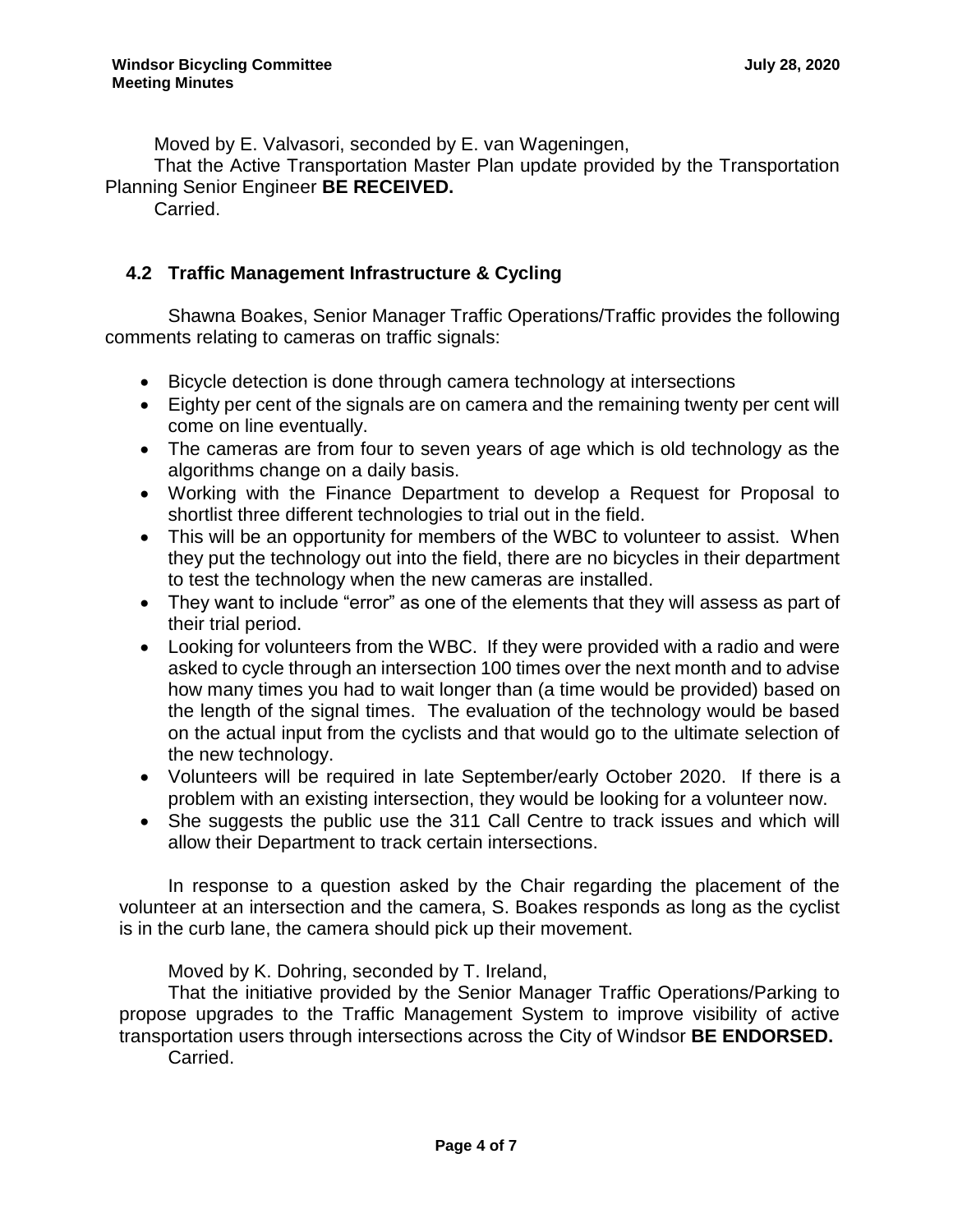Moved by E. Valvasori, seconded by E. van Wageningen,

That the Active Transportation Master Plan update provided by the Transportation Planning Senior Engineer **BE RECEIVED.**

Carried.

## 4.2 Traffic Management Infrastructure & Cycling

Shawna Boakes, Senior Manager Traffic Operations/Traffic provides the following comments relating to cameras on traffic signals:

- Bicycle detection is done through camera technology at intersections
- Eighty per cent of the signals are on camera and the remaining twenty per cent will come on line eventually.
- The cameras are from four to seven years of age which is old technology as the algorithms change on a daily basis.
- Working with the Finance Department to develop a Request for Proposal to shortlist three different technologies to trial out in the field.
- This will be an opportunity for members of the WBC to volunteer to assist. When they put the technology out into the field, there are no bicycles in their department to test the technology when the new cameras are installed.
- They want to include "error" as one of the elements that they will assess as part of their trial period.
- Looking for volunteers from the WBC. If they were provided with a radio and were asked to cycle through an intersection 100 times over the next month and to advise how many times you had to wait longer than (a time would be provided) based on the length of the signal times. The evaluation of the technology would be based on the actual input from the cyclists and that would go to the ultimate selection of the new technology.
- Volunteers will be required in late September/early October 2020. If there is a problem with an existing intersection, they would be looking for a volunteer now.
- She suggests the public use the 311 Call Centre to track issues and which will allow their Department to track certain intersections.

In response to a question asked by the Chair regarding the placement of the volunteer at an intersection and the camera, S. Boakes responds as long as the cyclist is in the curb lane, the camera should pick up their movement.

Moved by K. Dohring, seconded by T. Ireland,

That the initiative provided by the Senior Manager Traffic Operations/Parking to propose upgrades to the Traffic Management System to improve visibility of active transportation users through intersections across the City of Windsor **BE ENDORSED.**

Carried.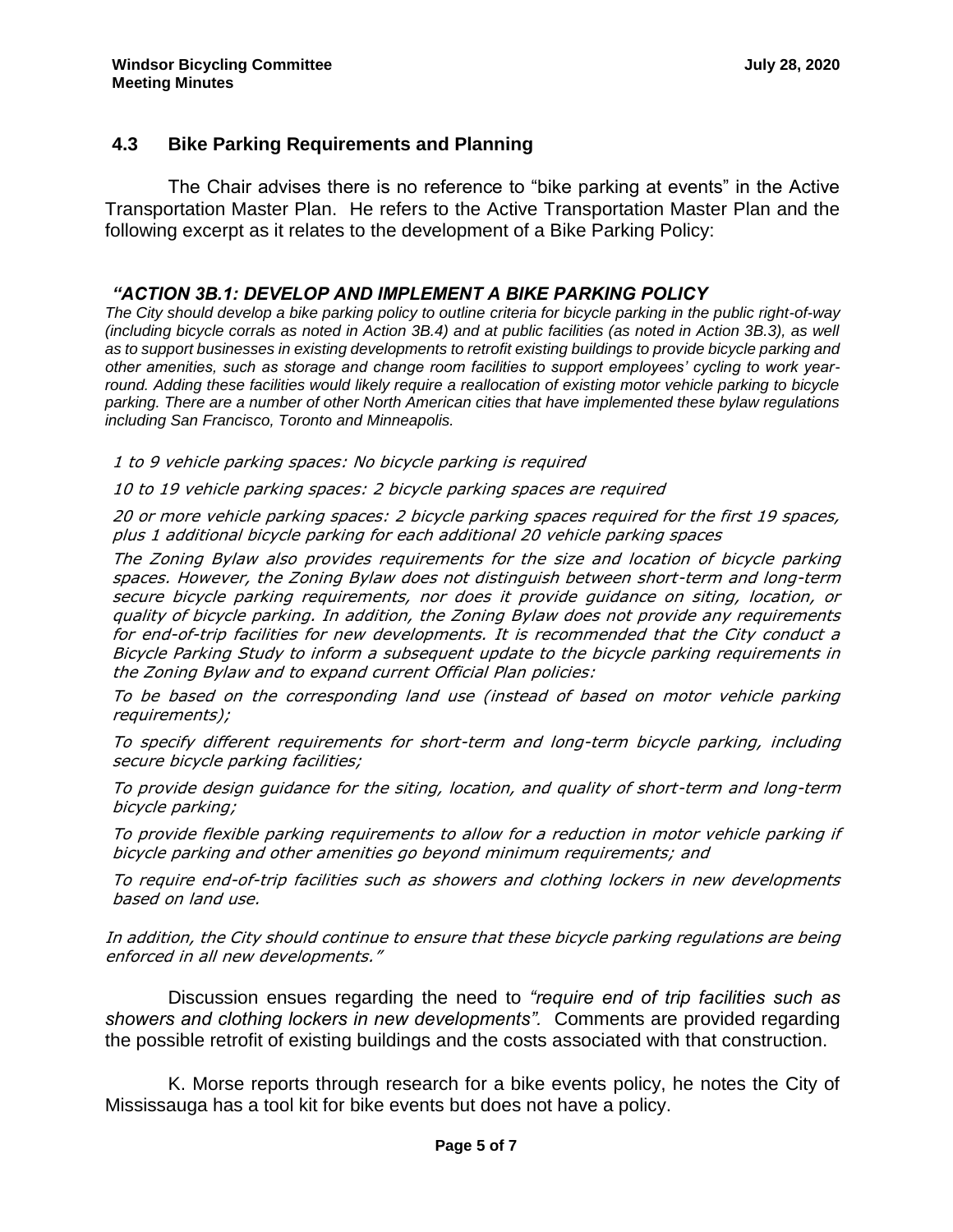## 4.3 Bike Parking Requirements and Planning

The Chair advises there is no reference to "bike parking at events" in the Active Transportation Master Plan. He refers to the Active Transportation Master Plan and the following excerpt as it relates to the development of a Bike Parking Policy:

***"ACTION 3B.1: DEVELOP AND IMPLEMENT A BIKE PARKING POLICY***

*The City should develop a bike parking policy to outline criteria for bicycle parking in the public right-of-way (including bicycle corrals as noted in Action 3B.4) and at public facilities (as noted in Action 3B.3), as well as to support businesses in existing developments to retrofit existing buildings to provide bicycle parking and other amenities, such as storage and change room facilities to support employees' cycling to work year-round. Adding these facilities would likely require a reallocation of existing motor vehicle parking to bicycle parking. There are a number of other North American cities that have implemented these bylaw regulations including San Francisco, Toronto and Minneapolis.*

*1 to 9 vehicle parking spaces: No bicycle parking is required*

*10 to 19 vehicle parking spaces: 2 bicycle parking spaces are required*

*20 or more vehicle parking spaces: 2 bicycle parking spaces required for the first 19 spaces, plus 1 additional bicycle parking for each additional 20 vehicle parking spaces*

*The Zoning Bylaw also provides requirements for the size and location of bicycle parking spaces. However, the Zoning Bylaw does not distinguish between short-term and long-term secure bicycle parking requirements, nor does it provide guidance on siting, location, or quality of bicycle parking. In addition, the Zoning Bylaw does not provide any requirements for end-of-trip facilities for new developments. It is recommended that the City conduct a Bicycle Parking Study to inform a subsequent update to the bicycle parking requirements in the Zoning Bylaw and to expand current Official Plan policies:*

*To be based on the corresponding land use (instead of based on motor vehicle parking requirements);*

*To specify different requirements for short-term and long-term bicycle parking, including secure bicycle parking facilities;*

*To provide design guidance for the siting, location, and quality of short-term and long-term bicycle parking;*

*To provide flexible parking requirements to allow for a reduction in motor vehicle parking if bicycle parking and other amenities go beyond minimum requirements; and*

*To require end-of-trip facilities such as showers and clothing lockers in new developments based on land use.*

*In addition, the City should continue to ensure that these bicycle parking regulations are being enforced in all new developments."*

Discussion ensues regarding the need to *"require end of trip facilities such as showers and clothing lockers in new developments"*. Comments are provided regarding the possible retrofit of existing buildings and the costs associated with that construction.

K. Morse reports through research for a bike events policy, he notes the City of Mississauga has a tool kit for bike events but does not have a policy.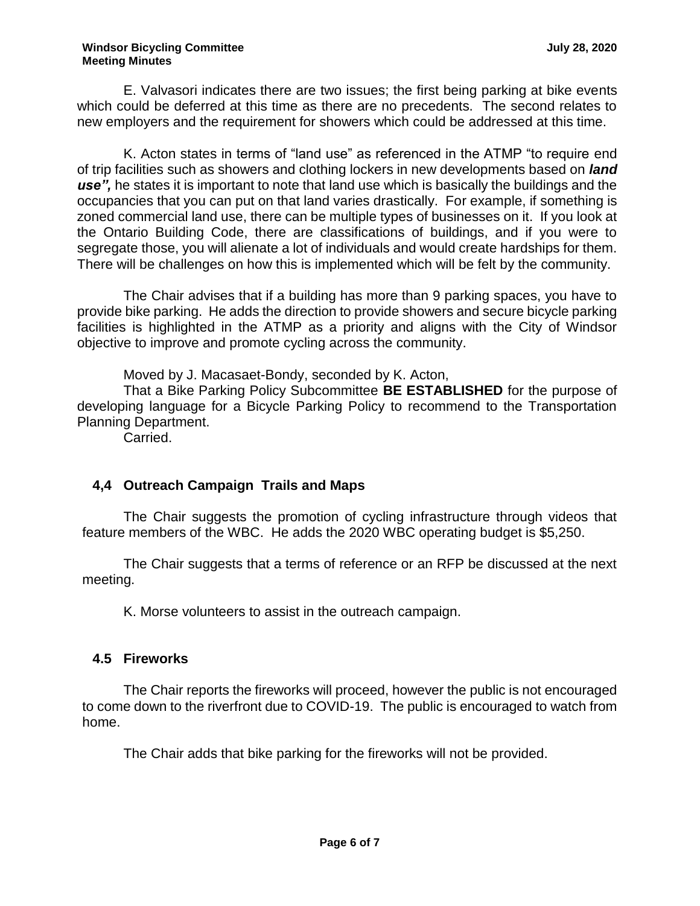E. Valvasori indicates there are two issues; the first being parking at bike events which could be deferred at this time as there are no precedents. The second relates to new employers and the requirement for showers which could be addressed at this time.

K. Acton states in terms of "land use" as referenced in the ATMP "to require end of trip facilities such as showers and clothing lockers in new developments based on ***land use",*** he states it is important to note that land use which is basically the buildings and the occupancies that you can put on that land varies drastically. For example, if something is zoned commercial land use, there can be multiple types of businesses on it. If you look at the Ontario Building Code, there are classifications of buildings, and if you were to segregate those, you will alienate a lot of individuals and would create hardships for them. There will be challenges on how this is implemented which will be felt by the community.

The Chair advises that if a building has more than 9 parking spaces, you have to provide bike parking. He adds the direction to provide showers and secure bicycle parking facilities is highlighted in the ATMP as a priority and aligns with the City of Windsor objective to improve and promote cycling across the community.

Moved by J. Macasaet-Bondy, seconded by K. Acton,

That a Bike Parking Policy Subcommittee **BE ESTABLISHED** for the purpose of developing language for a Bicycle Parking Policy to recommend to the Transportation Planning Department.

Carried.

### 4,4 Outreach Campaign Trails and Maps

The Chair suggests the promotion of cycling infrastructure through videos that feature members of the WBC. He adds the 2020 WBC operating budget is $5,250.

The Chair suggests that a terms of reference or an RFP be discussed at the next meeting.

K. Morse volunteers to assist in the outreach campaign.

### 4.5 Fireworks

The Chair reports the fireworks will proceed, however the public is not encouraged to come down to the riverfront due to COVID-19. The public is encouraged to watch from home.

The Chair adds that bike parking for the fireworks will not be provided.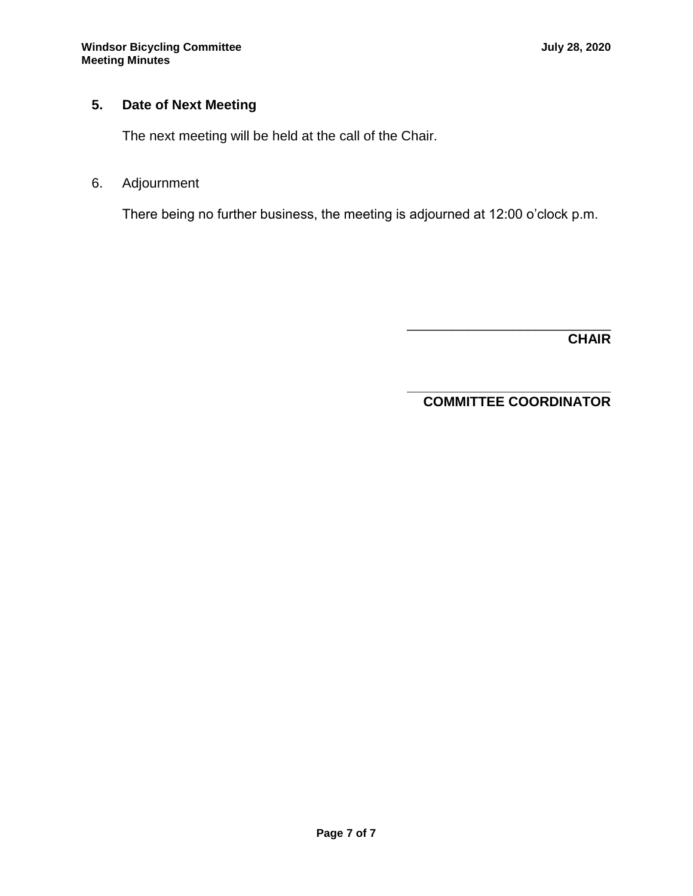## 5. Date of Next Meeting

The next meeting will be held at the call of the Chair.

## 6. Adjournment

There being no further business, the meeting is adjourned at 12:00 o'clock p.m.

___________________________
**CHAIR**

___________________________
**COMMITTEE COORDINATOR**